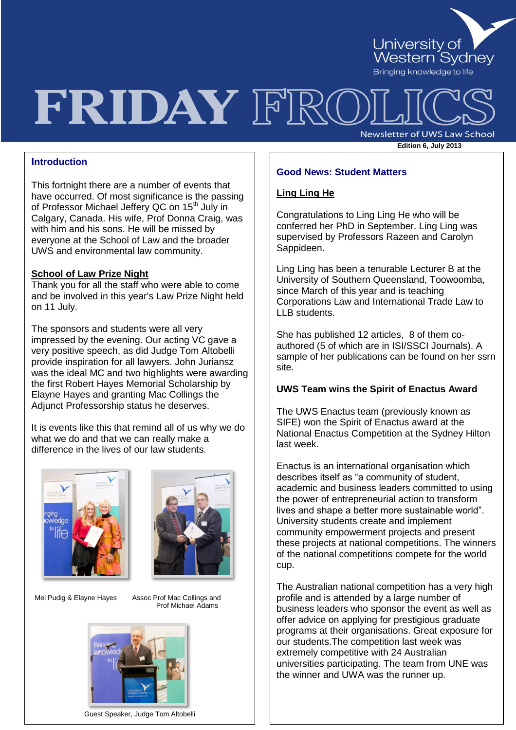# FRIDAY FROLICS

Newsletter of UWS Law School

**Edition 6, July 2013**

## Introduction

This fortnight there are a number of events that have occurred. Of most significance is the passing of Professor Michael Jeffery QC on 15th July in Calgary, Canada. His wife, Prof Donna Craig, was with him and his sons. He will be missed by everyone at the School of Law and the broader UWS and environmental law community.

### School of Law Prize Night

Thank you for all the staff who were able to come and be involved in this year's Law Prize Night held on 11 July.

The sponsors and students were all very impressed by the evening. Our acting VC gave a very positive speech, as did Judge Tom Altobelli provide inspiration for all lawyers. John Juriansz was the ideal MC and two highlights were awarding the first Robert Hayes Memorial Scholarship by Elayne Hayes and granting Mac Collings the Adjunct Professorship status he deserves.

It is events like this that remind all of us why we do what we do and that we can really make a difference in the lives of our law students.

Mel Pudig & Elayne Hayes

Assoc Prof Mac Collings and Prof Michael Adams

Guest Speaker, Judge Tom Altobelli

## Good News: Student Matters

### Ling Ling He

Congratulations to Ling Ling He who will be conferred her PhD in September. Ling Ling was supervised by Professors Razeen and Carolyn Sappideen.

Ling Ling has been a tenurable Lecturer B at the University of Southern Queensland, Toowoomba, since March of this year and is teaching Corporations Law and International Trade Law to LLB students.

She has published 12 articles, 8 of them co-authored (5 of which are in ISI/SSCI Journals). A sample of her publications can be found on her ssrn site.

### UWS Team wins the Spirit of Enactus Award

The UWS Enactus team (previously known as SIFE) won the Spirit of Enactus award at the National Enactus Competition at the Sydney Hilton last week.

Enactus is an international organisation which describes itself as "a community of student, academic and business leaders committed to using the power of entrepreneurial action to transform lives and shape a better more sustainable world". University students create and implement community empowerment projects and present these projects at national competitions. The winners of the national competitions compete for the world cup.

The Australian national competition has a very high profile and is attended by a large number of business leaders who sponsor the event as well as offer advice on applying for prestigious graduate programs at their organisations. Great exposure for our students.The competition last week was extremely competitive with 24 Australian universities participating. The team from UNE was the winner and UWA was the runner up.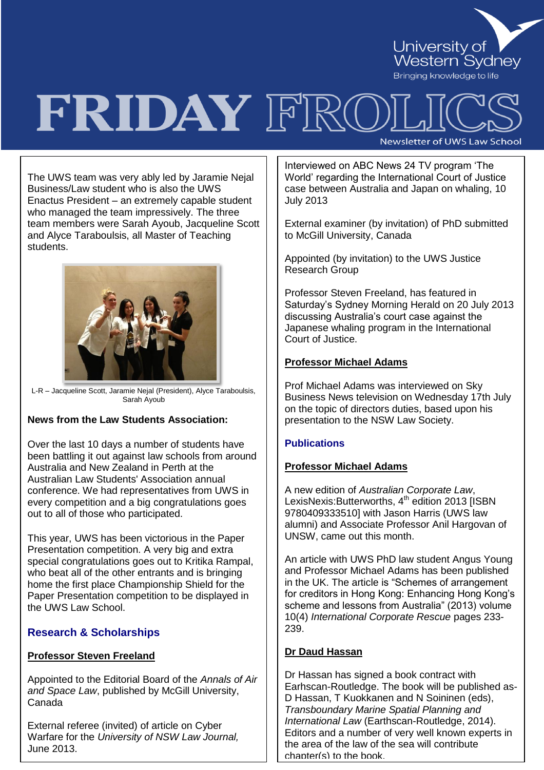The UWS team was very ably led by Jaramie Nejal Business/Law student who is also the UWS Enactus President – an extremely capable student who managed the team impressively. The three team members were Sarah Ayoub, Jacqueline Scott and Alyce Taraboulsis, all Master of Teaching students.

L-R – Jacqueline Scott, Jaramie Nejal (President), Alyce Taraboulsis, Sarah Ayoub

**News from the Law Students Association:**

Over the last 10 days a number of students have been battling it out against law schools from around Australia and New Zealand in Perth at the Australian Law Students' Association annual conference. We had representatives from UWS in every competition and a big congratulations goes out to all of those who participated.

This year, UWS has been victorious in the Paper Presentation competition. A very big and extra special congratulations goes out to Kritika Rampal, who beat all of the other entrants and is bringing home the first place Championship Shield for the Paper Presentation competition to be displayed in the UWS Law School.

## Research & Scholarships

**Professor Steven Freeland**

Appointed to the Editorial Board of the *Annals of Air and Space Law*, published by McGill University, Canada

External referee (invited) of article on Cyber Warfare for the *University of NSW Law Journal,* June 2013.

Interviewed on ABC News 24 TV program 'The World' regarding the International Court of Justice case between Australia and Japan on whaling, 10 July 2013

External examiner (by invitation) of PhD submitted to McGill University, Canada

Appointed (by invitation) to the UWS Justice Research Group

Professor Steven Freeland, has featured in Saturday's Sydney Morning Herald on 20 July 2013 discussing Australia's court case against the Japanese whaling program in the International Court of Justice.

**Professor Michael Adams**

Prof Michael Adams was interviewed on Sky Business News television on Wednesday 17th July on the topic of directors duties, based upon his presentation to the NSW Law Society.

## Publications

**Professor Michael Adams**

A new edition of *Australian Corporate Law*, LexisNexis:Butterworths, 4th edition 2013 [ISBN 9780409333510] with Jason Harris (UWS law alumni) and Associate Professor Anil Hargovan of UNSW, came out this month.

An article with UWS PhD law student Angus Young and Professor Michael Adams has been published in the UK. The article is "Schemes of arrangement for creditors in Hong Kong: Enhancing Hong Kong's scheme and lessons from Australia" (2013) volume 10(4) *International Corporate Rescue* pages 233-239.

**Dr Daud Hassan**

Dr Hassan has signed a book contract with Earhscan-Routledge. The book will be published as- D Hassan, T Kuokkanen and N Soininen (eds), *Transboundary Marine Spatial Planning and International Law* (Earthscan-Routledge, 2014). Editors and a number of very well known experts in the area of the law of the sea will contribute chapter(s) to the book.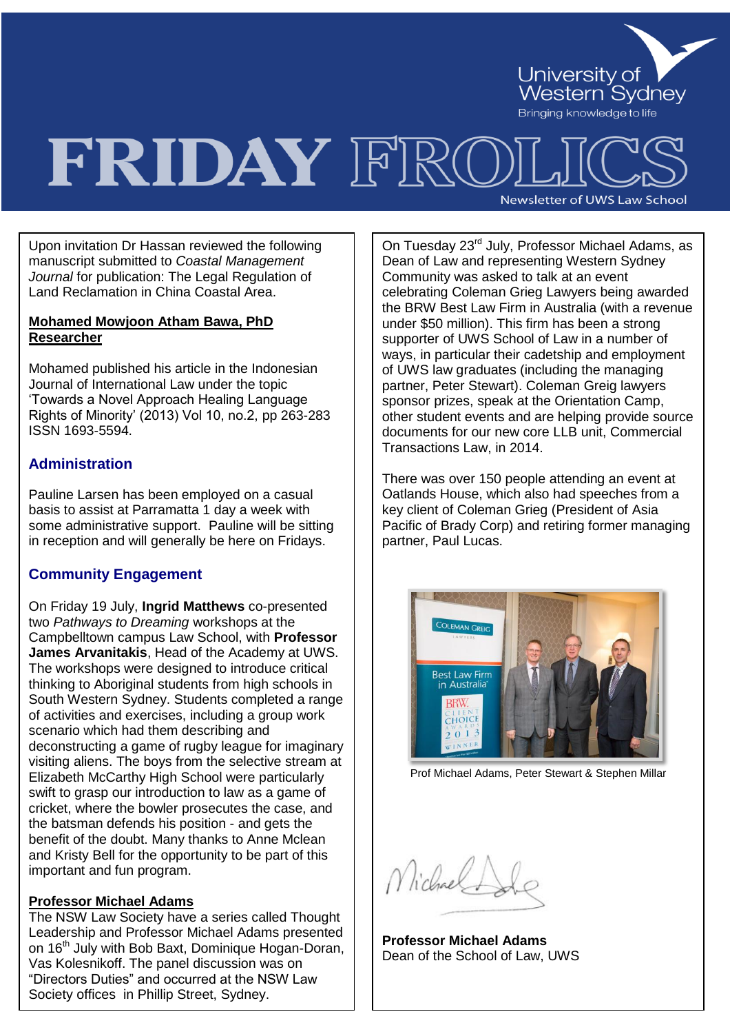Upon invitation Dr Hassan reviewed the following manuscript submitted to *Coastal Management Journal* for publication: The Legal Regulation of Land Reclamation in China Coastal Area.

**Mohamed Mowjoon Atham Bawa, PhD Researcher**

Mohamed published his article in the Indonesian Journal of International Law under the topic 'Towards a Novel Approach Healing Language Rights of Minority' (2013) Vol 10, no.2, pp 263-283 ISSN 1693-5594.

## Administration

Pauline Larsen has been employed on a casual basis to assist at Parramatta 1 day a week with some administrative support. Pauline will be sitting in reception and will generally be here on Fridays.

## Community Engagement

On Friday 19 July, **Ingrid Matthews** co-presented two *Pathways to Dreaming* workshops at the Campbelltown campus Law School, with **Professor James Arvanitakis**, Head of the Academy at UWS. The workshops were designed to introduce critical thinking to Aboriginal students from high schools in South Western Sydney. Students completed a range of activities and exercises, including a group work scenario which had them describing and deconstructing a game of rugby league for imaginary visiting aliens. The boys from the selective stream at Elizabeth McCarthy High School were particularly swift to grasp our introduction to law as a game of cricket, where the bowler prosecutes the case, and the batsman defends his position - and gets the benefit of the doubt. Many thanks to Anne Mclean and Kristy Bell for the opportunity to be part of this important and fun program.

**Professor Michael Adams**

The NSW Law Society have a series called Thought Leadership and Professor Michael Adams presented on 16th July with Bob Baxt, Dominique Hogan-Doran, Vas Kolesnikoff. The panel discussion was on "Directors Duties" and occurred at the NSW Law Society offices in Phillip Street, Sydney.

On Tuesday 23rd July, Professor Michael Adams, as Dean of Law and representing Western Sydney Community was asked to talk at an event celebrating Coleman Grieg Lawyers being awarded the BRW Best Law Firm in Australia (with a revenue under $50 million). This firm has been a strong supporter of UWS School of Law in a number of ways, in particular their cadetship and employment of UWS law graduates (including the managing partner, Peter Stewart). Coleman Greig lawyers sponsor prizes, speak at the Orientation Camp, other student events and are helping provide source documents for our new core LLB unit, Commercial Transactions Law, in 2014.

There was over 150 people attending an event at Oatlands House, which also had speeches from a key client of Coleman Grieg (President of Asia Pacific of Brady Corp) and retiring former managing partner, Paul Lucas.

Prof Michael Adams, Peter Stewart & Stephen Millar

**Professor Michael Adams**
Dean of the School of Law, UWS